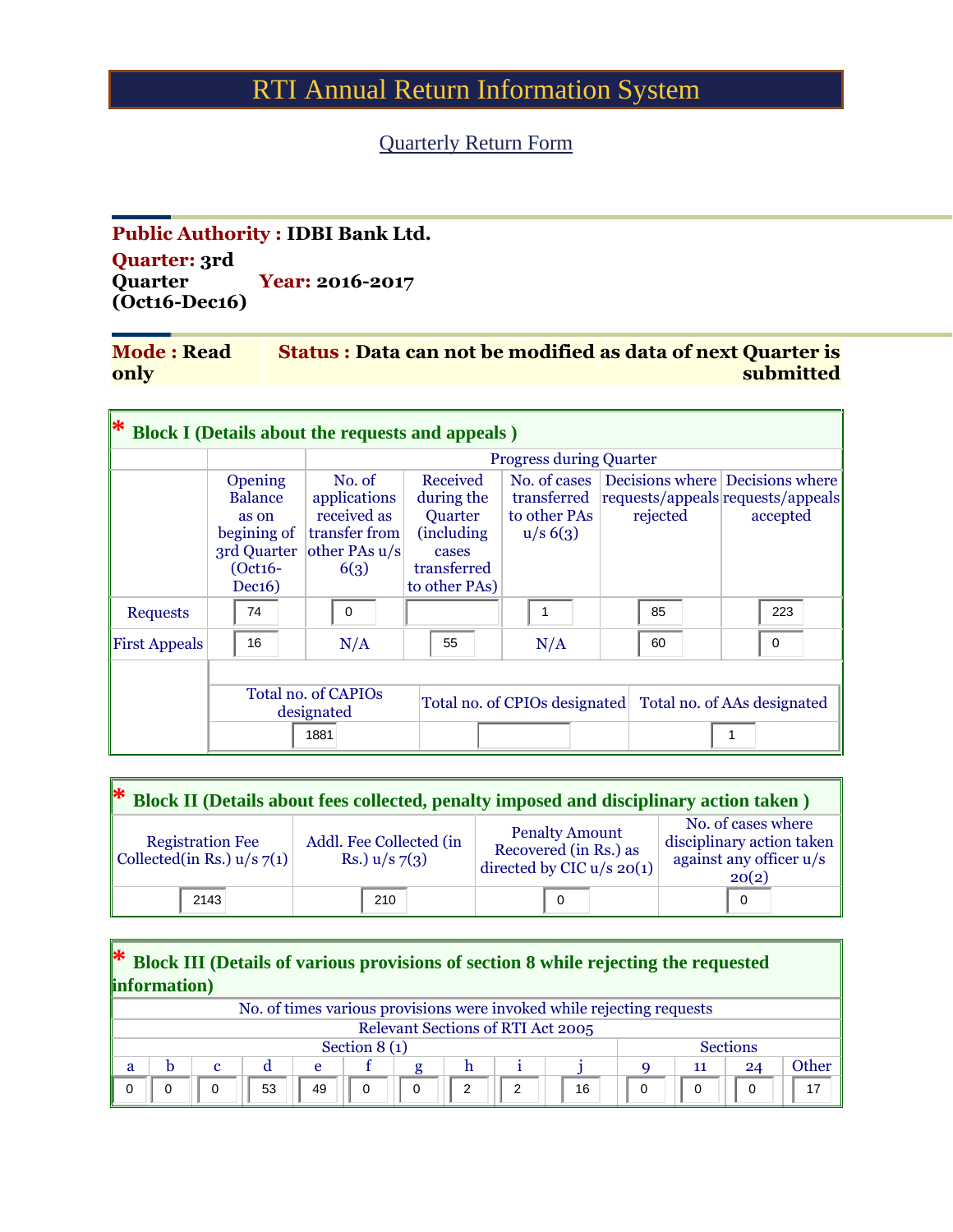# RTI Annual Return Information System

## Quarterly Return Form

**Public Authority : IDBI Bank Ltd.**

**Quarter: 3rd Quarter (Oct16-Dec16)** **Year: 2016-2017**

**Mode : Read only** **Status : Data can not be modified as data of next Quarter is submitted**

### * Block I (Details about the requests and appeals )

| | | Progress during Quarter | | | | |
|---|---|---|---|---|---|---|
| | Opening Balance as on begining of 3rd Quarter (Oct16-Dec16) | No. of applications received as transfer from other PAs u/s 6(3) | Received during the Quarter (including cases transferred to other PAs) | No. of cases transferred to other PAs u/s 6(3) | Decisions where requests/appeals rejected | Decisions where requests/appeals accepted |
| Requests | 74 | 0 | | 1 | 85 | 223 |
| First Appeals | 16 | N/A | 55 | N/A | 60 | 0 |

| Total no. of CAPIOs designated | Total no. of CPIOs designated | Total no. of AAs designated |
|---|---|---|
| 1881 | | 1 |

### * Block II (Details about fees collected, penalty imposed and disciplinary action taken )

| Registration Fee Collected(in Rs.) u/s 7(1) | Addl. Fee Collected (in Rs.) u/s 7(3) | Penalty Amount Recovered (in Rs.) as directed by CIC u/s 20(1) | No. of cases where disciplinary action taken against any officer u/s 20(2) |
|---|---|---|---|
| 2143 | 210 | 0 | 0 |

### * Block III (Details of various provisions of section 8 while rejecting the requested information)

No. of times various provisions were invoked while rejecting requests

Relevant Sections of RTI Act 2005

| Section 8 (1) | | | | | | | | | | Sections | | | |
|---|---|---|---|---|---|---|---|---|---|---|---|---|---|
| a | b | c | d | e | f | g | h | i | j | 9 | 11 | 24 | Other |
| 0 | 0 | 0 | 53 | 49 | 0 | 0 | 2 | 2 | 16 | 0 | 0 | 0 | 17 |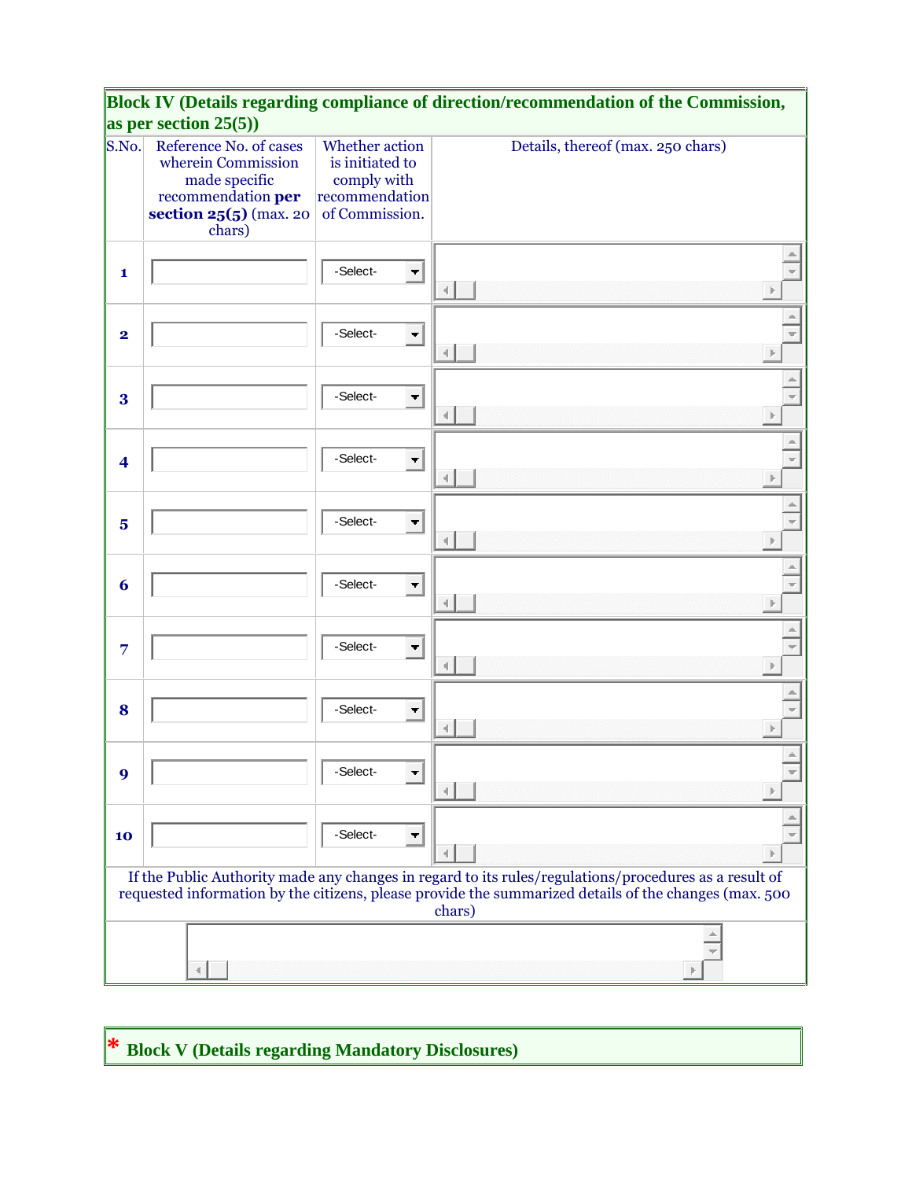## Block IV (Details regarding compliance of direction/recommendation of the Commission, as per section 25(5))

| S.No. | Reference No. of cases wherein Commission made specific recommendation **per section 25(5)** (max. 20 chars) | Whether action is initiated to comply with recommendation of Commission. | Details, thereof (max. 250 chars) |
|---|---|---|---|
| 1 | | -Select- | |
| 2 | | -Select- | |
| 3 | | -Select- | |
| 4 | | -Select- | |
| 5 | | -Select- | |
| 6 | | -Select- | |
| 7 | | -Select- | |
| 8 | | -Select- | |
| 9 | | -Select- | |
| 10 | | -Select- | |

If the Public Authority made any changes in regard to its rules/regulations/procedures as a result of requested information by the citizens, please provide the summarized details of the changes (max. 500 chars)

## * Block V (Details regarding Mandatory Disclosures)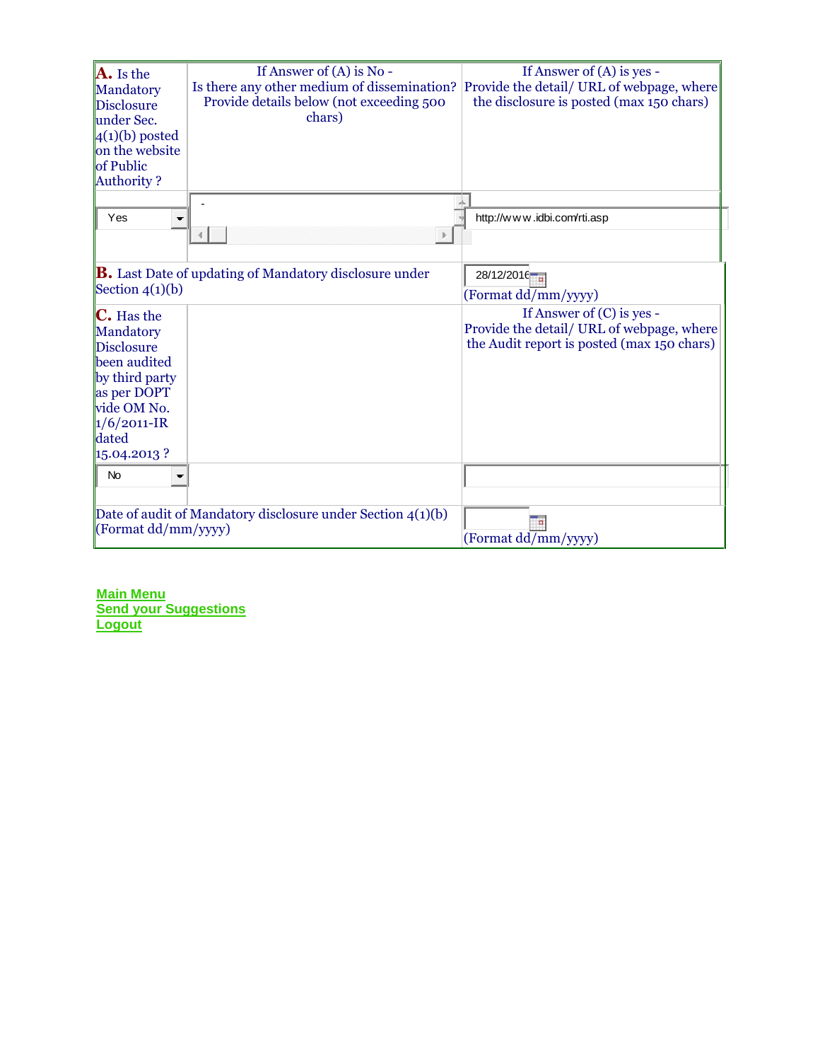| | | |
|---|---|---|
| **A.** Is the Mandatory Disclosure under Sec. 4(1)(b) posted on the website of Public Authority ? | If Answer of (A) is No - Is there any other medium of dissemination? Provide details below (not exceeding 500 chars) | If Answer of (A) is yes - Provide the detail/ URL of webpage, where the disclosure is posted (max 150 chars) |
| Yes | - | http://www.idbi.com/rti.asp |
| **B.** Last Date of updating of Mandatory disclosure under Section 4(1)(b) | | 28/12/2016 (Format dd/mm/yyyy) |
| **C.** Has the Mandatory Disclosure been audited by third party as per DOPT vide OM No. 1/6/2011-IR dated 15.04.2013 ? | | If Answer of (C) is yes - Provide the detail/ URL of webpage, where the Audit report is posted (max 150 chars) |
| No | | |
| Date of audit of Mandatory disclosure under Section 4(1)(b) (Format dd/mm/yyyy) | | (Format dd/mm/yyyy) |

Main Menu
Send your Suggestions
Logout